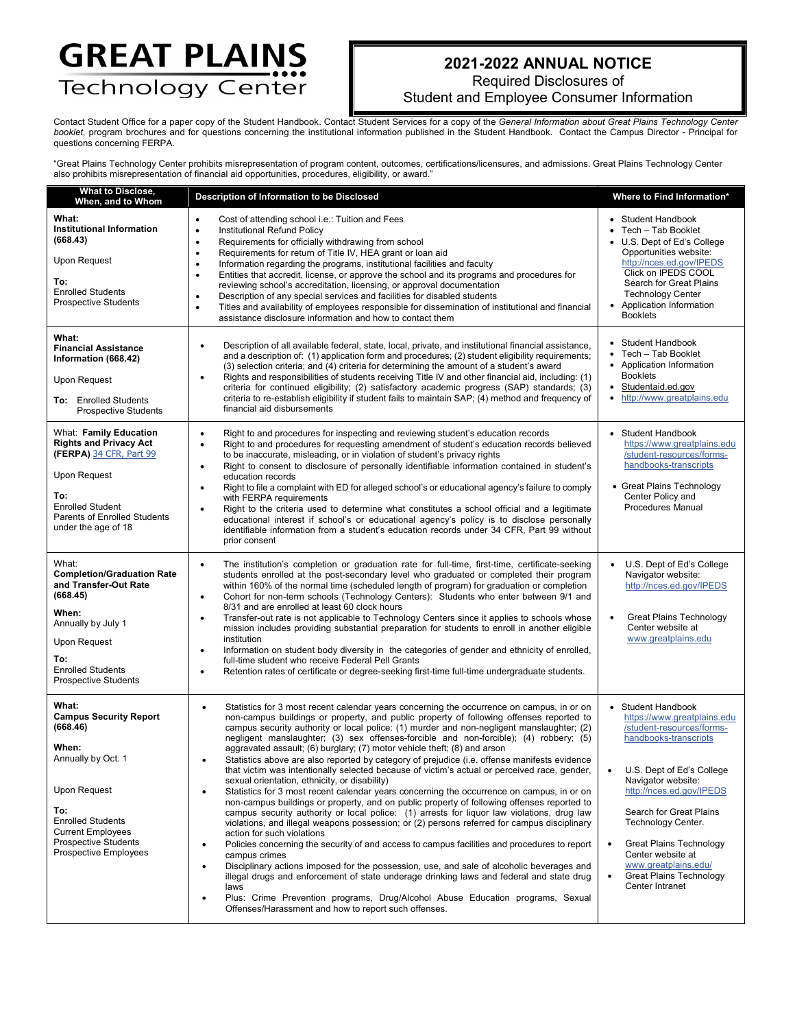# GREAT PLAINS Technology Center

## 2021-2022 ANNUAL NOTICE

Required Disclosures of
Student and Employee Consumer Information

Contact Student Office for a paper copy of the Student Handbook. Contact Student Services for a copy of the *General Information about Great Plains Technology Center booklet*, program brochures and for questions concerning the institutional information published in the Student Handbook. Contact the Campus Director - Principal for questions concerning FERPA.

"Great Plains Technology Center prohibits misrepresentation of program content, outcomes, certifications/licensures, and admissions. Great Plains Technology Center also prohibits misrepresentation of financial aid opportunities, procedures, eligibility, or award."

| What to Disclose, When, and to Whom | Description of Information to be Disclosed | Where to Find Information* |
|---|---|---|
| **What:** **Institutional Information (668.43)**<br><br>Upon Request<br><br>**To:** Enrolled Students, Prospective Students | • Cost of attending school i.e.: Tuition and Fees<br>• Institutional Refund Policy<br>• Requirements for officially withdrawing from school<br>• Requirements for return of Title IV, HEA grant or loan aid<br>• Information regarding the programs, institutional facilities and faculty<br>• Entities that accredit, license, or approve the school and its programs and procedures for reviewing school's accreditation, licensing, or approval documentation<br>• Description of any special services and facilities for disabled students<br>• Titles and availability of employees responsible for dissemination of institutional and financial assistance disclosure information and how to contact them | • Student Handbook<br>• Tech – Tab Booklet<br>• U.S. Dept of Ed's College Opportunities website: http://nces.ed.gov/IPEDS Click on IPEDS COOL Search for Great Plains Technology Center<br>• Application Information Booklets |
| **What:** **Financial Assistance Information (668.42)**<br><br>Upon Request<br><br>**To:** Enrolled Students, Prospective Students | • Description of all available federal, state, local, private, and institutional financial assistance, and a description of: (1) application form and procedures; (2) student eligibility requirements; (3) selection criteria; and (4) criteria for determining the amount of a student's award<br>• Rights and responsibilities of students receiving Title IV and other financial aid, including: (1) criteria for continued eligibility; (2) satisfactory academic progress (SAP) standards; (3) criteria to re-establish eligibility if student fails to maintain SAP; (4) method and frequency of financial aid disbursements | • Student Handbook<br>• Tech – Tab Booklet<br>• Application Information Booklets<br>• Studentaid.ed.gov<br>• http://www.greatplains.edu |
| What: **Family Education Rights and Privacy Act (FERPA)** 34 CFR, Part 99<br><br>Upon Request<br><br>**To:** Enrolled Student, Parents of Enrolled Students under the age of 18 | • Right to and procedures for inspecting and reviewing student's education records<br>• Right to and procedures for requesting amendment of student's education records believed to be inaccurate, misleading, or in violation of student's privacy rights<br>• Right to consent to disclosure of personally identifiable information contained in student's education records<br>• Right to file a complaint with ED for alleged school's or educational agency's failure to comply with FERPA requirements<br>• Right to the criteria used to determine what constitutes a school official and a legitimate educational interest if school's or educational agency's policy is to disclose personally identifiable information from a student's education records under 34 CFR, Part 99 without prior consent | • Student Handbook https://www.greatplains.edu/student-resources/forms-handbooks-transcripts<br>• Great Plains Technology Center Policy and Procedures Manual |
| What: **Completion/Graduation Rate and Transfer-Out Rate (668.45)**<br><br>**When:** Annually by July 1<br><br>Upon Request<br><br>**To:** Enrolled Students, Prospective Students | • The institution's completion or graduation rate for full-time, first-time, certificate-seeking students enrolled at the post-secondary level who graduated or completed their program within 160% of the normal time (scheduled length of program) for graduation or completion<br>• Cohort for non-term schools (Technology Centers): Students who enter between 9/1 and 8/31 and are enrolled at least 60 clock hours<br>• Transfer-out rate is not applicable to Technology Centers since it applies to schools whose mission includes providing substantial preparation for students to enroll in another eligible institution<br>• Information on student body diversity in the categories of gender and ethnicity of enrolled, full-time student who receive Federal Pell Grants<br>• Retention rates of certificate or degree-seeking first-time full-time undergraduate students. | • U.S. Dept of Ed's College Navigator website: http://nces.ed.gov/IPEDS<br>• Great Plains Technology Center website at www.greatplains.edu |
| **What:** **Campus Security Report (668.46)**<br><br>**When:** Annually by Oct. 1<br><br>Upon Request<br><br>**To:** Enrolled Students, Current Employees, Prospective Students, Prospective Employees | • Statistics for 3 most recent calendar years concerning the occurrence on campus, in or on non-campus buildings or property, and public property of following offenses reported to campus security authority or local police: (1) murder and non-negligent manslaughter; (2) negligent manslaughter; (3) sex offenses-forcible and non-forcible); (4) robbery; (5) aggravated assault; (6) burglary; (7) motor vehicle theft; (8) and arson<br>• Statistics above are also reported by category of prejudice (i.e. offense manifests evidence that victim was intentionally selected because of victim's actual or perceived race, gender, sexual orientation, ethnicity, or disability)<br>• Statistics for 3 most recent calendar years concerning the occurrence on campus, in or on non-campus buildings or property, and on public property of following offenses reported to campus security authority or local police: (1) arrests for liquor law violations, drug law violations, and illegal weapons possession; or (2) persons referred for campus disciplinary action for such violations<br>• Policies concerning the security of and access to campus facilities and procedures to report campus crimes<br>• Disciplinary actions imposed for the possession, use, and sale of alcoholic beverages and illegal drugs and enforcement of state underage drinking laws and federal and state drug laws<br>• Plus: Crime Prevention programs, Drug/Alcohol Abuse Education programs, Sexual Offenses/Harassment and how to report such offenses. | • Student Handbook https://www.greatplains.edu/student-resources/forms-handbooks-transcripts<br>• U.S. Dept of Ed's College Navigator website: http://nces.ed.gov/IPEDS Search for Great Plains Technology Center.<br>• Great Plains Technology Center website at www.greatplains.edu/<br>• Great Plains Technology Center Intranet |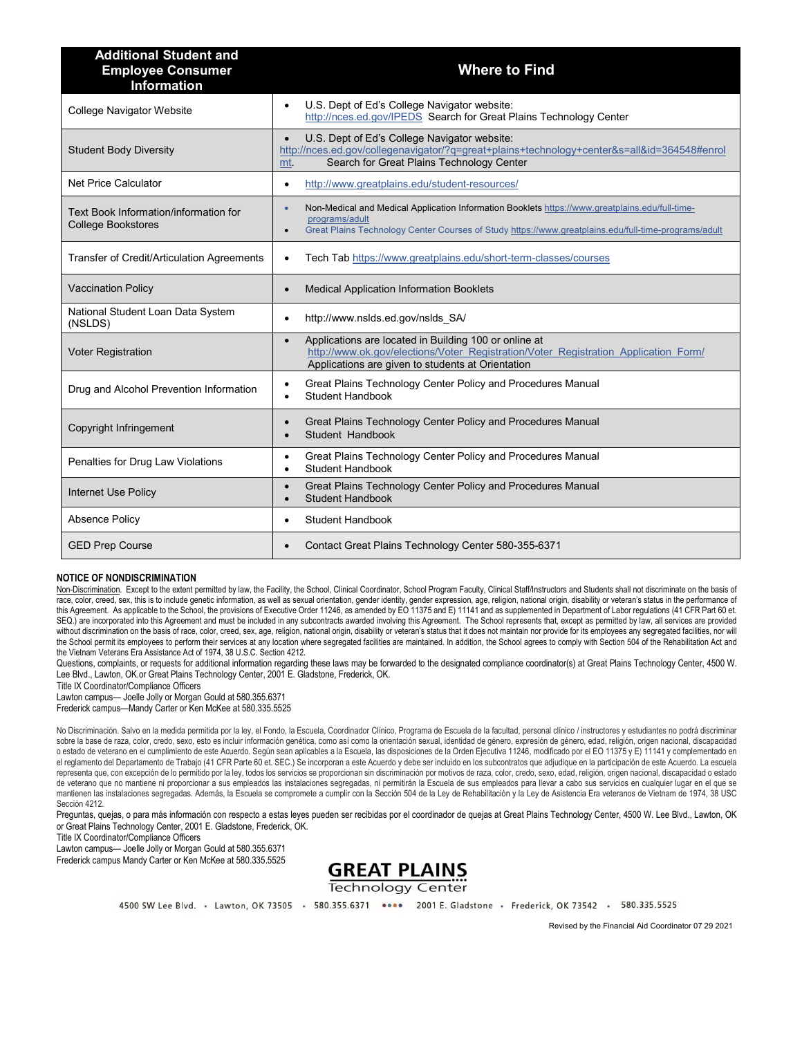| Additional Student and Employee Consumer Information | Where to Find |
|---|---|
| College Navigator Website | • U.S. Dept of Ed's College Navigator website: http://nces.ed.gov/IPEDS Search for Great Plains Technology Center |
| Student Body Diversity | • U.S. Dept of Ed's College Navigator website: http://nces.ed.gov/collegenavigator/?q=great+plains+technology+center&s=all&id=364548#enrolmt. Search for Great Plains Technology Center |
| Net Price Calculator | • http://www.greatplains.edu/student-resources/ |
| Text Book Information/information for College Bookstores | • Non-Medical and Medical Application Information Booklets https://www.greatplains.edu/full-time-programs/adult<br>• Great Plains Technology Center Courses of Study https://www.greatplains.edu/full-time-programs/adult |
| Transfer of Credit/Articulation Agreements | • Tech Tab https://www.greatplains.edu/short-term-classes/courses |
| Vaccination Policy | • Medical Application Information Booklets |
| National Student Loan Data System (NSLDS) | • http://www.nslds.ed.gov/nslds_SA/ |
| Voter Registration | • Applications are located in Building 100 or online at http://www.ok.gov/elections/Voter_Registration/Voter_Registration_Application_Form/ Applications are given to students at Orientation |
| Drug and Alcohol Prevention Information | • Great Plains Technology Center Policy and Procedures Manual<br>• Student Handbook |
| Copyright Infringement | • Great Plains Technology Center Policy and Procedures Manual<br>• Student Handbook |
| Penalties for Drug Law Violations | • Great Plains Technology Center Policy and Procedures Manual<br>• Student Handbook |
| Internet Use Policy | • Great Plains Technology Center Policy and Procedures Manual<br>• Student Handbook |
| Absence Policy | • Student Handbook |
| GED Prep Course | • Contact Great Plains Technology Center 580-355-6371 |

**NOTICE OF NONDISCRIMINATION**

Non-Discrimination. Except to the extent permitted by law, the Facility, the School, Clinical Coordinator, School Program Faculty, Clinical Staff/Instructors and Students shall not discriminate on the basis of race, color, creed, sex, this is to include genetic information, as well as sexual orientation, gender identity, gender expression, age, religion, national origin, disability or veteran's status in the performance of this Agreement. As applicable to the School, the provisions of Executive Order 11246, as amended by EO 11375 and E) 11141 and as supplemented in Department of Labor regulations (41 CFR Part 60 et. SEQ.) are incorporated into this Agreement and must be included in any subcontracts awarded involving this Agreement. The School represents that, except as permitted by law, all services are provided without discrimination on the basis of race, color, creed, sex, age, religion, national origin, disability or veteran's status that it does not maintain nor provide for its employees any segregated facilities, nor will the School permit its employees to perform their services at any location where segregated facilities are maintained. In addition, the School agrees to comply with Section 504 of the Rehabilitation Act and the Vietnam Veterans Era Assistance Act of 1974, 38 U.S.C. Section 4212.

Questions, complaints, or requests for additional information regarding these laws may be forwarded to the designated compliance coordinator(s) at Great Plains Technology Center, 4500 W. Lee Blvd., Lawton, OK.or Great Plains Technology Center, 2001 E. Gladstone, Frederick, OK.

Title IX Coordinator/Compliance Officers

Lawton campus— Joelle Jolly or Morgan Gould at 580.355.6371

Frederick campus—Mandy Carter or Ken McKee at 580.335.5525

No Discriminación. Salvo en la medida permitida por la ley, el Fondo, la Escuela, Coordinador Clínico, Programa de Escuela de la facultad, personal clínico / instructores y estudiantes no podrá discriminar sobre la base de raza, color, credo, sexo, esto es incluir información genética, como así como la orientación sexual, identidad de género, expresión de género, edad, religión, origen nacional, discapacidad o estado de veterano en el cumplimiento de este Acuerdo. Según sean aplicables a la Escuela, las disposiciones de la Orden Ejecutiva 11246, modificado por el EO 11375 y E) 11141 y complementado en el reglamento del Departamento de Trabajo (41 CFR Parte 60 et. SEC.) Se incorporan a este Acuerdo y debe ser incluido en los subcontratos que adjudique en la participación de este Acuerdo. La escuela representa que, con excepción de lo permitido por la ley, todos los servicios se proporcionan sin discriminación por motivos de raza, color, credo, sexo, edad, religión, origen nacional, discapacidad o estado de veterano que no mantiene ni proporcionar a sus empleados las instalaciones segregadas, ni permitirán la Escuela de sus empleados para llevar a cabo sus servicios en cualquier lugar en el que se mantienen las instalaciones segregadas. Además, la Escuela se compromete a cumplir con la Sección 504 de la Ley de Rehabilitación y la Ley de Asistencia Era veteranos de Vietnam de 1974, 38 USC Sección 4212.

Preguntas, quejas, o para más información con respecto a estas leyes pueden ser recibidas por el coordinador de quejas at Great Plains Technology Center, 4500 W. Lee Blvd., Lawton, OK or Great Plains Technology Center, 2001 E. Gladstone, Frederick, OK.

Title IX Coordinator/Compliance Officers

Lawton campus— Joelle Jolly or Morgan Gould at 580.355.6371

Frederick campus Mandy Carter or Ken McKee at 580.335.5525

**GREAT PLAINS**
Technology Center

4500 SW Lee Blvd. • Lawton, OK 73505 • 580.355.6371 •••• 2001 E. Gladstone • Frederick, OK 73542 • 580.335.5525

Revised by the Financial Aid Coordinator 07 29 2021